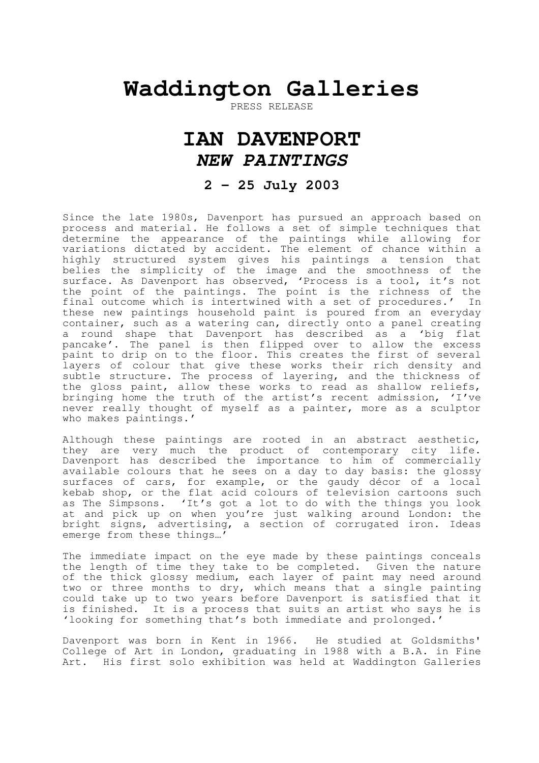# Waddington Galleries

PRESS RELEASE

## IAN DAVENPORT
## *NEW PAINTINGS*

### 2 – 25 July 2003

Since the late 1980s, Davenport has pursued an approach based on process and material. He follows a set of simple techniques that determine the appearance of the paintings while allowing for variations dictated by accident. The element of chance within a highly structured system gives his paintings a tension that belies the simplicity of the image and the smoothness of the surface. As Davenport has observed, 'Process is a tool, it's not the point of the paintings. The point is the richness of the final outcome which is intertwined with a set of procedures.' In these new paintings household paint is poured from an everyday container, such as a watering can, directly onto a panel creating a round shape that Davenport has described as a 'big flat pancake'. The panel is then flipped over to allow the excess paint to drip on to the floor. This creates the first of several layers of colour that give these works their rich density and subtle structure. The process of layering, and the thickness of the gloss paint, allow these works to read as shallow reliefs, bringing home the truth of the artist's recent admission, 'I've never really thought of myself as a painter, more as a sculptor who makes paintings.'

Although these paintings are rooted in an abstract aesthetic, they are very much the product of contemporary city life. Davenport has described the importance to him of commercially available colours that he sees on a day to day basis: the glossy surfaces of cars, for example, or the gaudy décor of a local kebab shop, or the flat acid colours of television cartoons such as The Simpsons. 'It's got a lot to do with the things you look at and pick up on when you're just walking around London: the bright signs, advertising, a section of corrugated iron. Ideas emerge from these things…'

The immediate impact on the eye made by these paintings conceals the length of time they take to be completed. Given the nature of the thick glossy medium, each layer of paint may need around two or three months to dry, which means that a single painting could take up to two years before Davenport is satisfied that it is finished. It is a process that suits an artist who says he is 'looking for something that's both immediate and prolonged.'

Davenport was born in Kent in 1966. He studied at Goldsmiths' College of Art in London, graduating in 1988 with a B.A. in Fine Art. His first solo exhibition was held at Waddington Galleries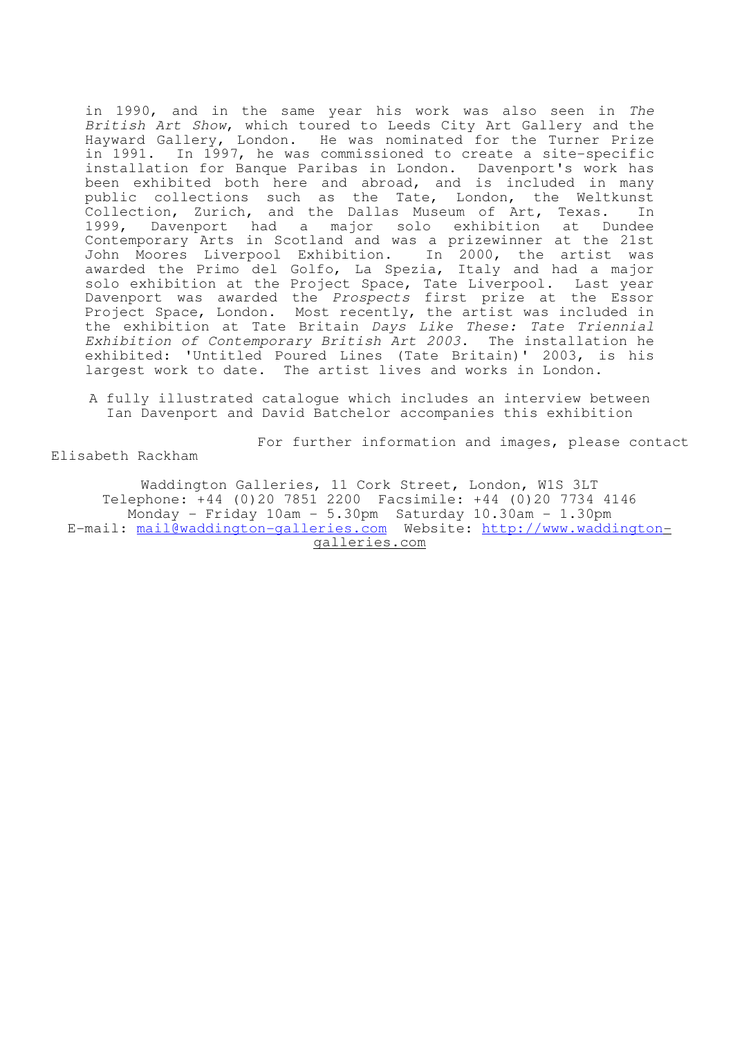in 1990, and in the same year his work was also seen in *The British Art Show*, which toured to Leeds City Art Gallery and the Hayward Gallery, London. He was nominated for the Turner Prize in 1991. In 1997, he was commissioned to create a site-specific installation for Banque Paribas in London. Davenport's work has been exhibited both here and abroad, and is included in many public collections such as the Tate, London, the Weltkunst Collection, Zurich, and the Dallas Museum of Art, Texas. In 1999, Davenport had a major solo exhibition at Dundee Contemporary Arts in Scotland and was a prizewinner at the 21st John Moores Liverpool Exhibition. In 2000, the artist was awarded the Primo del Golfo, La Spezia, Italy and had a major solo exhibition at the Project Space, Tate Liverpool. Last year Davenport was awarded the *Prospects* first prize at the Essor Project Space, London. Most recently, the artist was included in the exhibition at Tate Britain *Days Like These: Tate Triennial Exhibition of Contemporary British Art 2003*. The installation he exhibited: 'Untitled Poured Lines (Tate Britain)' 2003, is his largest work to date. The artist lives and works in London.

A fully illustrated catalogue which includes an interview between Ian Davenport and David Batchelor accompanies this exhibition

For further information and images, please contact Elisabeth Rackham

Waddington Galleries, 11 Cork Street, London, W1S 3LT
Telephone: +44 (0)20 7851 2200 Facsimile: +44 (0)20 7734 4146
Monday - Friday 10am - 5.30pm Saturday 10.30am - 1.30pm
E-mail: mail@waddington-galleries.com Website: http://www.waddington-galleries.com